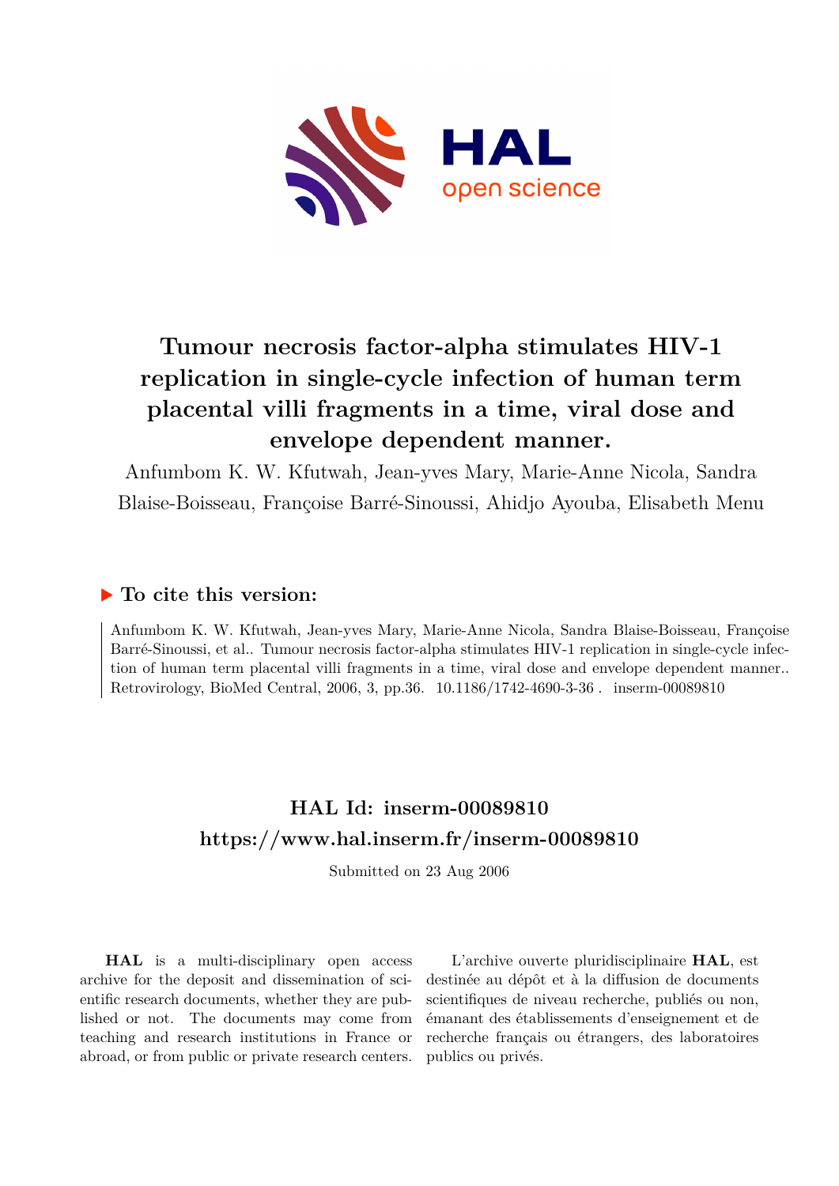# Tumour necrosis factor-alpha stimulates HIV-1 replication in single-cycle infection of human term placental villi fragments in a time, viral dose and envelope dependent manner.

Anfumbom K. W. Kfutwah, Jean-yves Mary, Marie-Anne Nicola, Sandra Blaise-Boisseau, Françoise Barré-Sinoussi, Ahidjo Ayouba, Elisabeth Menu

## ▶ To cite this version:

Anfumbom K. W. Kfutwah, Jean-yves Mary, Marie-Anne Nicola, Sandra Blaise-Boisseau, Françoise Barré-Sinoussi, et al.. Tumour necrosis factor-alpha stimulates HIV-1 replication in single-cycle infection of human term placental villi fragments in a time, viral dose and envelope dependent manner.. Retrovirology, BioMed Central, 2006, 3, pp.36. 10.1186/1742-4690-3-36 . inserm-00089810

## HAL Id: inserm-00089810

## https://www.hal.inserm.fr/inserm-00089810

Submitted on 23 Aug 2006

**HAL** is a multi-disciplinary open access archive for the deposit and dissemination of scientific research documents, whether they are published or not. The documents may come from teaching and research institutions in France or abroad, or from public or private research centers.

L'archive ouverte pluridisciplinaire **HAL**, est destinée au dépôt et à la diffusion de documents scientifiques de niveau recherche, publiés ou non, émanant des établissements d'enseignement et de recherche français ou étrangers, des laboratoires publics ou privés.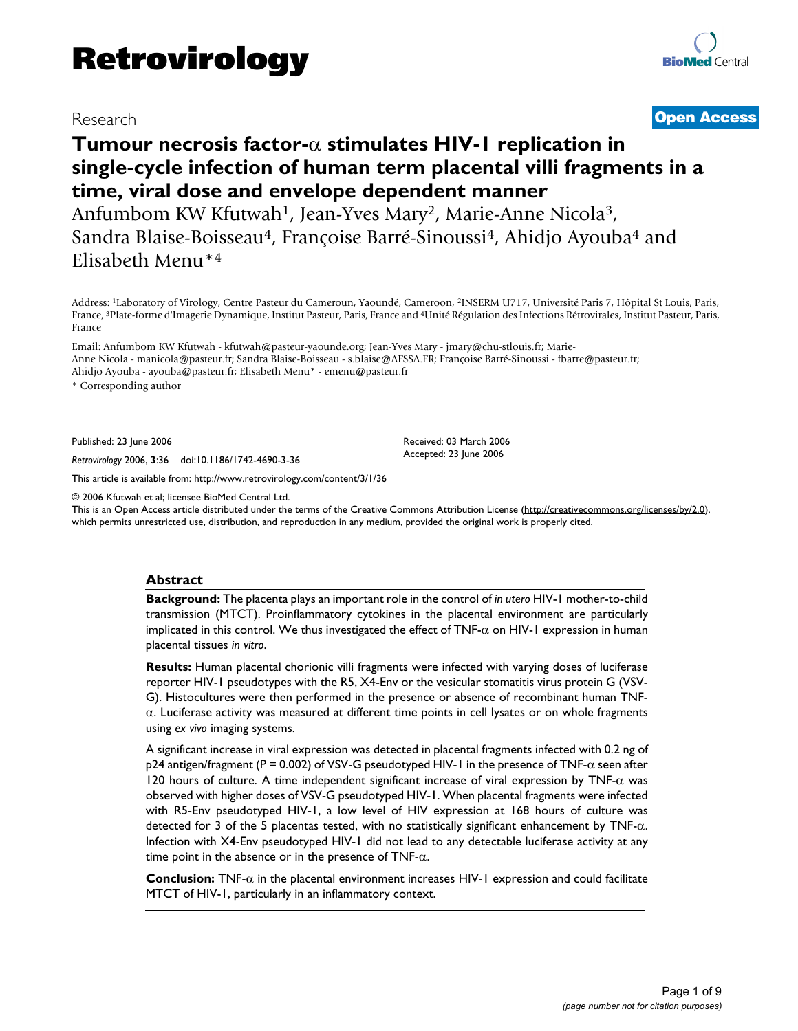# Tumour necrosis factor-α stimulates HIV-1 replication in single-cycle infection of human term placental villi fragments in a time, viral dose and envelope dependent manner

Anfumbom KW Kfutwah[1], Jean-Yves Mary[2], Marie-Anne Nicola[3], Sandra Blaise-Boisseau[4], Françoise Barré-Sinoussi[4], Ahidjo Ayouba[4] and Elisabeth Menu*[4]

Address: [1]Laboratory of Virology, Centre Pasteur du Cameroun, Yaoundé, Cameroon, [2]INSERM U717, Université Paris 7, Hôpital St Louis, Paris, France, [3]Plate-forme d'Imagerie Dynamique, Institut Pasteur, Paris, France and [4]Unité Régulation des Infections Rétrovirales, Institut Pasteur, Paris, France

Email: Anfumbom KW Kfutwah - kfutwah@pasteur-yaounde.org; Jean-Yves Mary - jmary@chu-stlouis.fr; Marie-Anne Nicola - manicola@pasteur.fr; Sandra Blaise-Boisseau - s.blaise@AFSSA.FR; Françoise Barré-Sinoussi - fbarre@pasteur.fr; Ahidjo Ayouba - ayouba@pasteur.fr; Elisabeth Menu* - emenu@pasteur.fr

* Corresponding author

Published: 23 June 2006

*Retrovirology* 2006, **3**:36 doi:10.1186/1742-4690-3-36

Received: 03 March 2006

Accepted: 23 June 2006

This article is available from: http://www.retrovirology.com/content/3/1/36

© 2006 Kfutwah et al; licensee BioMed Central Ltd.

This is an Open Access article distributed under the terms of the Creative Commons Attribution License (http://creativecommons.org/licenses/by/2.0), which permits unrestricted use, distribution, and reproduction in any medium, provided the original work is properly cited.

## Abstract

**Background:** The placenta plays an important role in the control of *in utero* HIV-1 mother-to-child transmission (MTCT). Proinflammatory cytokines in the placental environment are particularly implicated in this control. We thus investigated the effect of TNF-α on HIV-1 expression in human placental tissues *in vitro*.

**Results:** Human placental chorionic villi fragments were infected with varying doses of luciferase reporter HIV-1 pseudotypes with the R5, X4-Env or the vesicular stomatitis virus protein G (VSV-G). Histocultures were then performed in the presence or absence of recombinant human TNF-α. Luciferase activity was measured at different time points in cell lysates or on whole fragments using *ex vivo* imaging systems.

A significant increase in viral expression was detected in placental fragments infected with 0.2 ng of p24 antigen/fragment (P = 0.002) of VSV-G pseudotyped HIV-1 in the presence of TNF-α seen after 120 hours of culture. A time independent significant increase of viral expression by TNF-α was observed with higher doses of VSV-G pseudotyped HIV-1. When placental fragments were infected with R5-Env pseudotyped HIV-1, a low level of HIV expression at 168 hours of culture was detected for 3 of the 5 placentas tested, with no statistically significant enhancement by TNF-α. Infection with X4-Env pseudotyped HIV-1 did not lead to any detectable luciferase activity at any time point in the absence or in the presence of TNF-α.

**Conclusion:** TNF-α in the placental environment increases HIV-1 expression and could facilitate MTCT of HIV-1, particularly in an inflammatory context.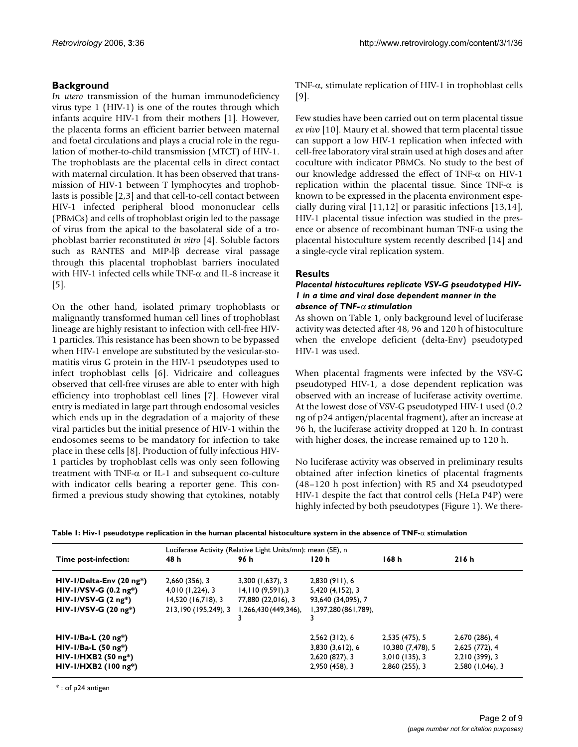## Background

*In utero* transmission of the human immunodeficiency virus type 1 (HIV-1) is one of the routes through which infants acquire HIV-1 from their mothers [1]. However, the placenta forms an efficient barrier between maternal and foetal circulations and plays a crucial role in the regulation of mother-to-child transmission (MTCT) of HIV-1. The trophoblasts are the placental cells in direct contact with maternal circulation. It has been observed that transmission of HIV-1 between T lymphocytes and trophoblasts is possible [2,3] and that cell-to-cell contact between HIV-1 infected peripheral blood mononuclear cells (PBMCs) and cells of trophoblast origin led to the passage of virus from the apical to the basolateral side of a trophoblast barrier reconstituted *in vitro* [4]. Soluble factors such as RANTES and MIP-lβ decrease viral passage through this placental trophoblast barriers inoculated with HIV-1 infected cells while TNF-α and IL-8 increase it [5].

On the other hand, isolated primary trophoblasts or malignantly transformed human cell lines of trophoblast lineage are highly resistant to infection with cell-free HIV-1 particles. This resistance has been shown to be bypassed when HIV-1 envelope are substituted by the vesicular-stomatitis virus G protein in the HIV-1 pseudotypes used to infect trophoblast cells [6]. Vidricaire and colleagues observed that cell-free viruses are able to enter with high efficiency into trophoblast cell lines [7]. However viral entry is mediated in large part through endosomal vesicles which ends up in the degradation of a majority of these viral particles but the initial presence of HIV-1 within the endosomes seems to be mandatory for infection to take place in these cells [8]. Production of fully infectious HIV-1 particles by trophoblast cells was only seen following treatment with TNF-α or IL-1 and subsequent co-culture with indicator cells bearing a reporter gene. This confirmed a previous study showing that cytokines, notably TNF-α, stimulate replication of HIV-1 in trophoblast cells [9].

Few studies have been carried out on term placental tissue *ex vivo* [10]. Maury et al. showed that term placental tissue can support a low HIV-1 replication when infected with cell-free laboratory viral strain used at high doses and after coculture with indicator PBMCs. No study to the best of our knowledge addressed the effect of TNF-α on HIV-1 replication within the placental tissue. Since TNF-α is known to be expressed in the placenta environment especially during viral [11,12] or parasitic infections [13,14], HIV-1 placental tissue infection was studied in the presence or absence of recombinant human TNF-α using the placental histoculture system recently described [14] and a single-cycle viral replication system.

## Results

### *Placental histocultures replicate VSV-G pseudotyped HIV-1 in a time and viral dose dependent manner in the absence of TNF-α stimulation*

As shown on Table 1, only background level of luciferase activity was detected after 48, 96 and 120 h of histoculture when the envelope deficient (delta-Env) pseudotyped HIV-1 was used.

When placental fragments were infected by the VSV-G pseudotyped HIV-1, a dose dependent replication was observed with an increase of luciferase activity overtime. At the lowest dose of VSV-G pseudotyped HIV-1 used (0.2 ng of p24 antigen/placental fragment), after an increase at 96 h, the luciferase activity dropped at 120 h. In contrast with higher doses, the increase remained up to 120 h.

No luciferase activity was observed in preliminary results obtained after infection kinetics of placental fragments (48–120 h post infection) with R5 and X4 pseudotyped HIV-1 despite the fact that control cells (HeLa P4P) were highly infected by both pseudotypes (Figure 1). We there-

**Table 1: Hiv-1 pseudotype replication in the human placental histoculture system in the absence of TNF-α stimulation**

| Time post-infection: | Luciferase Activity (Relative Light Units/mn): mean (SE), n 48 h | 96 h | 120 h | 168 h | 216 h |
|---|---|---|---|---|---|
| **HIV-1/Delta-Env (20 ng*)** | 2,660 (356), 3 | 3,300 (1,637), 3 | 2,830 (911), 6 | | |
| **HIV-1/VSV-G (0.2 ng*)** | 4,010 (1,224), 3 | 14,110 (9,591),3 | 5,420 (4,152), 3 | | |
| **HIV-1/VSV-G (2 ng*)** | 14,520 (16,718), 3 | 77,880 (22,016), 3 | 93,640 (34,095), 7 | | |
| **HIV-1/VSV-G (20 ng*)** | 213,190 (195,249), 3 | 1,266,430 (449,346), 3 | 1,397,280 (861,789), 3 | | |
| **HIV-1/Ba-L (20 ng*)** | | | 2,562 (312), 6 | 2,535 (475), 5 | 2,670 (286), 4 |
| **HIV-1/Ba-L (50 ng*)** | | | 3,830 (3,612), 6 | 10,380 (7,478), 5 | 2,625 (772), 4 |
| **HIV-1/HXB2 (50 ng*)** | | | 2,620 (827), 3 | 3,010 (135), 3 | 2,210 (399), 3 |
| **HIV-1/HXB2 (100 ng*)** | | | 2,950 (458), 3 | 2,860 (255), 3 | 2,580 (1,046), 3 |

* : of p24 antigen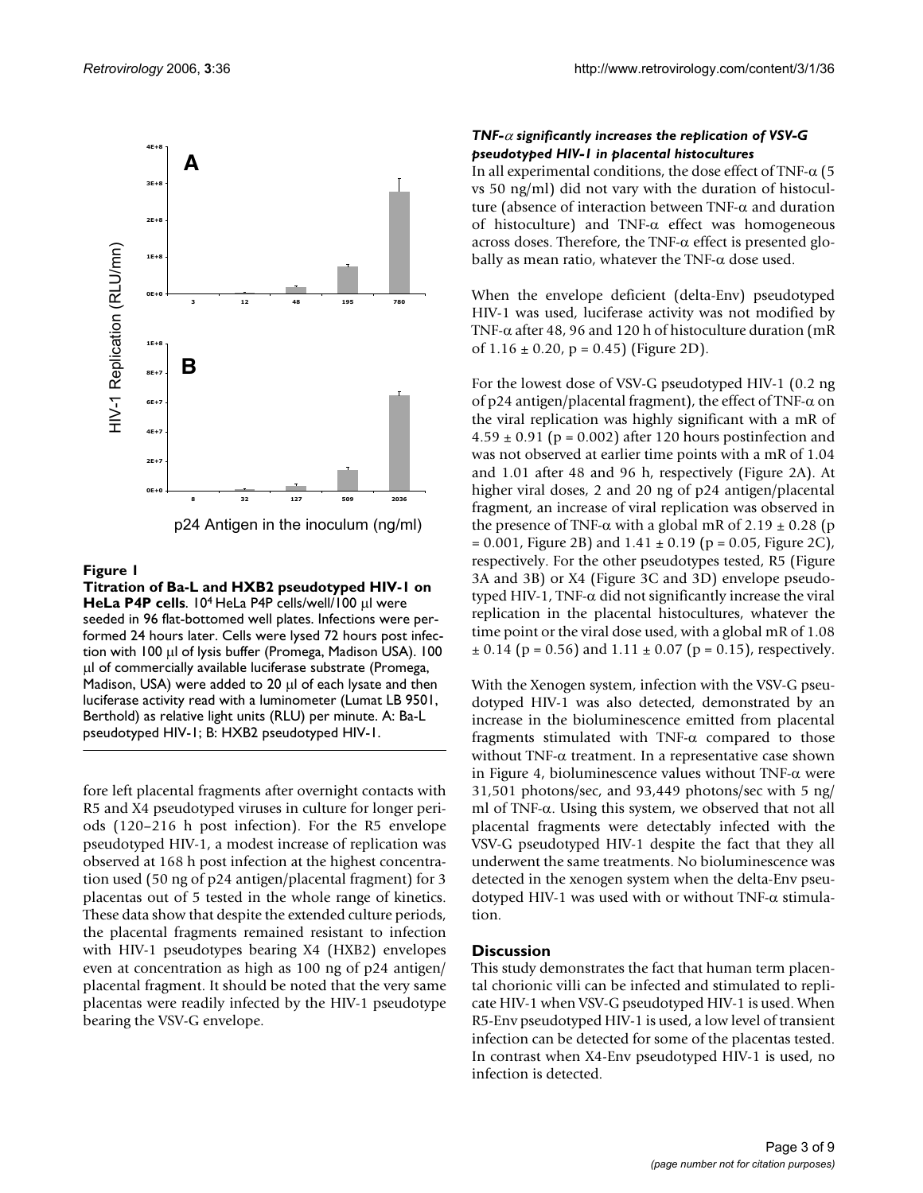**Figure 1**

**Titration of Ba-L and HXB2 pseudotyped HIV-1 on HeLa P4P cells**. $10^4$ HeLa P4P cells/well/100 µl were seeded in 96 flat-bottomed well plates. Infections were performed 24 hours later. Cells were lysed 72 hours post infection with 100 µl of lysis buffer (Promega, Madison USA). 100 µl of commercially available luciferase substrate (Promega, Madison, USA) were added to 20 µl of each lysate and then luciferase activity read with a luminometer (Lumat LB 9501, Berthold) as relative light units (RLU) per minute. A: Ba-L pseudotyped HIV-1; B: HXB2 pseudotyped HIV-1.

fore left placental fragments after overnight contacts with R5 and X4 pseudotyped viruses in culture for longer periods (120–216 h post infection). For the R5 envelope pseudotyped HIV-1, a modest increase of replication was observed at 168 h post infection at the highest concentration used (50 ng of p24 antigen/placental fragment) for 3 placentas out of 5 tested in the whole range of kinetics. These data show that despite the extended culture periods, the placental fragments remained resistant to infection with HIV-1 pseudotypes bearing X4 (HXB2) envelopes even at concentration as high as 100 ng of p24 antigen/placental fragment. It should be noted that the very same placentas were readily infected by the HIV-1 pseudotype bearing the VSV-G envelope.

### *TNF-α significantly increases the replication of VSV-G pseudotyped HIV-1 in placental histocultures*

In all experimental conditions, the dose effect of TNF-α (5 vs 50 ng/ml) did not vary with the duration of histoculture (absence of interaction between TNF-α and duration of histoculture) and TNF-α effect was homogeneous across doses. Therefore, the TNF-α effect is presented globally as mean ratio, whatever the TNF-α dose used.

When the envelope deficient (delta-Env) pseudotyped HIV-1 was used, luciferase activity was not modified by TNF-α after 48, 96 and 120 h of histoculture duration (mR of $1.16 \pm 0.20$, $p = 0.45$) (Figure 2D).

For the lowest dose of VSV-G pseudotyped HIV-1 (0.2 ng of p24 antigen/placental fragment), the effect of TNF-α on the viral replication was highly significant with a mR of $4.59 \pm 0.91$ ($p = 0.002$) after 120 hours postinfection and was not observed at earlier time points with a mR of 1.04 and 1.01 after 48 and 96 h, respectively (Figure 2A). At higher viral doses, 2 and 20 ng of p24 antigen/placental fragment, an increase of viral replication was observed in the presence of TNF-α with a global mR of $2.19 \pm 0.28$ ($p = 0.001$, Figure 2B) and $1.41 \pm 0.19$ ($p = 0.05$, Figure 2C), respectively. For the other pseudotypes tested, R5 (Figure 3A and 3B) or X4 (Figure 3C and 3D) envelope pseudotyped HIV-1, TNF-α did not significantly increase the viral replication in the placental histocultures, whatever the time point or the viral dose used, with a global mR of $1.08 \pm 0.14$ ($p = 0.56$) and $1.11 \pm 0.07$ ($p = 0.15$), respectively.

With the Xenogen system, infection with the VSV-G pseudotyped HIV-1 was also detected, demonstrated by an increase in the bioluminescence emitted from placental fragments stimulated with TNF-α compared to those without TNF-α treatment. In a representative case shown in Figure 4, bioluminescence values without TNF-α were 31,501 photons/sec, and 93,449 photons/sec with 5 ng/ml of TNF-α. Using this system, we observed that not all placental fragments were detectably infected with the VSV-G pseudotyped HIV-1 despite the fact that they all underwent the same treatments. No bioluminescence was detected in the xenogen system when the delta-Env pseudotyped HIV-1 was used with or without TNF-α stimulation.

## Discussion

This study demonstrates the fact that human term placental chorionic villi can be infected and stimulated to replicate HIV-1 when VSV-G pseudotyped HIV-1 is used. When R5-Env pseudotyped HIV-1 is used, a low level of transient infection can be detected for some of the placentas tested. In contrast when X4-Env pseudotyped HIV-1 is used, no infection is detected.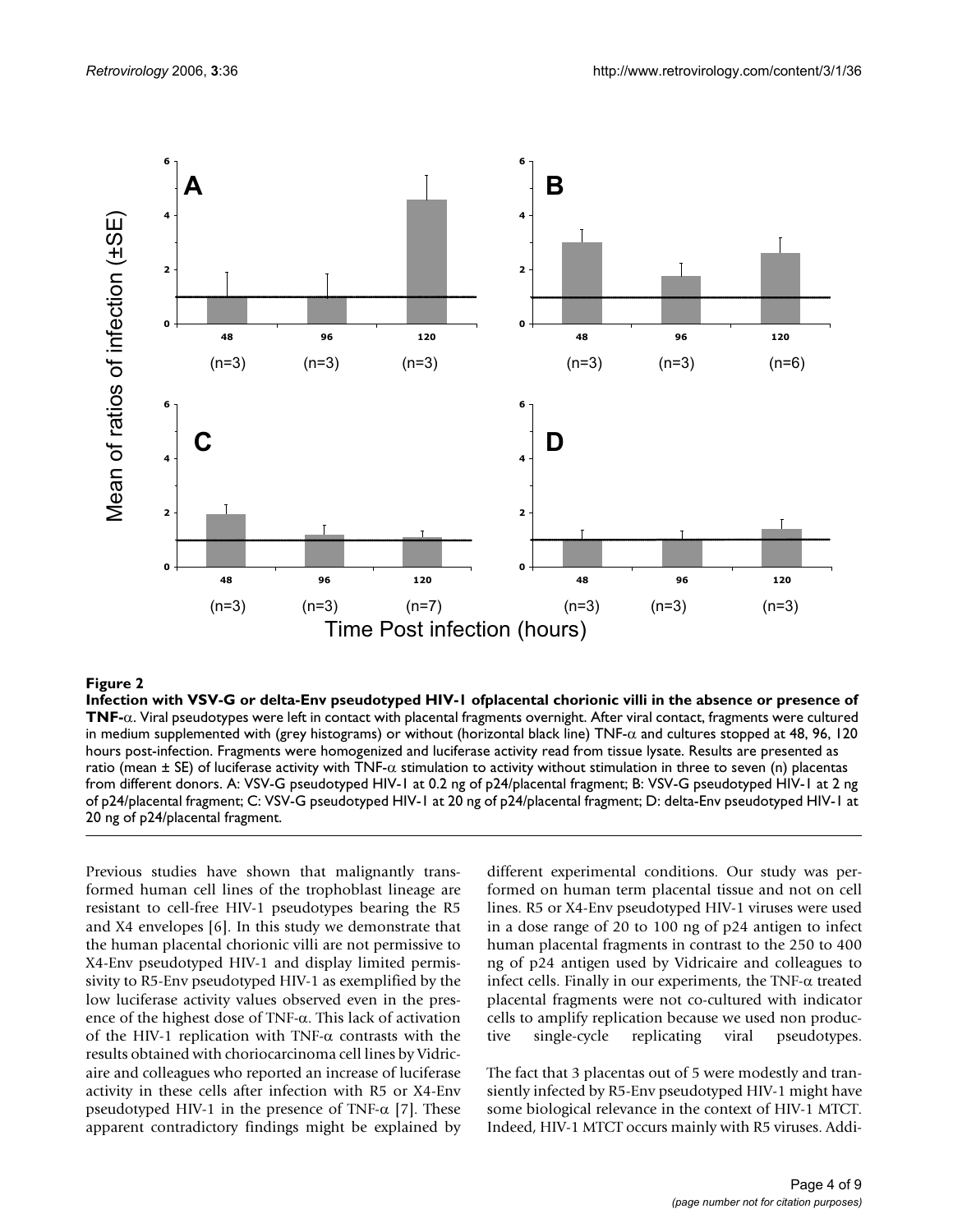**Figure 2**

**Infection with VSV-G or delta-Env pseudotyped HIV-1 ofplacental chorionic villi in the absence or presence of TNF-α.** Viral pseudotypes were left in contact with placental fragments overnight. After viral contact, fragments were cultured in medium supplemented with (grey histograms) or without (horizontal black line) TNF-α and cultures stopped at 48, 96, 120 hours post-infection. Fragments were homogenized and luciferase activity read from tissue lysate. Results are presented as ratio (mean ± SE) of luciferase activity with TNF-α stimulation to activity without stimulation in three to seven (n) placentas from different donors. A: VSV-G pseudotyped HIV-1 at 0.2 ng of p24/placental fragment; B: VSV-G pseudotyped HIV-1 at 2 ng of p24/placental fragment; C: VSV-G pseudotyped HIV-1 at 20 ng of p24/placental fragment; D: delta-Env pseudotyped HIV-1 at 20 ng of p24/placental fragment.

Previous studies have shown that malignantly transformed human cell lines of the trophoblast lineage are resistant to cell-free HIV-1 pseudotypes bearing the R5 and X4 envelopes [6]. In this study we demonstrate that the human placental chorionic villi are not permissive to X4-Env pseudotyped HIV-1 and display limited permissivity to R5-Env pseudotyped HIV-1 as exemplified by the low luciferase activity values observed even in the presence of the highest dose of TNF-α. This lack of activation of the HIV-1 replication with TNF-α contrasts with the results obtained with choriocarcinoma cell lines by Vidricaire and colleagues who reported an increase of luciferase activity in these cells after infection with R5 or X4-Env pseudotyped HIV-1 in the presence of TNF-α [7]. These apparent contradictory findings might be explained by different experimental conditions. Our study was performed on human term placental tissue and not on cell lines. R5 or X4-Env pseudotyped HIV-1 viruses were used in a dose range of 20 to 100 ng of p24 antigen to infect human placental fragments in contrast to the 250 to 400 ng of p24 antigen used by Vidricaire and colleagues to infect cells. Finally in our experiments, the TNF-α treated placental fragments were not co-cultured with indicator cells to amplify replication because we used non productive single-cycle replicating viral pseudotypes.

The fact that 3 placentas out of 5 were modestly and transiently infected by R5-Env pseudotyped HIV-1 might have some biological relevance in the context of HIV-1 MTCT. Indeed, HIV-1 MTCT occurs mainly with R5 viruses. Addi-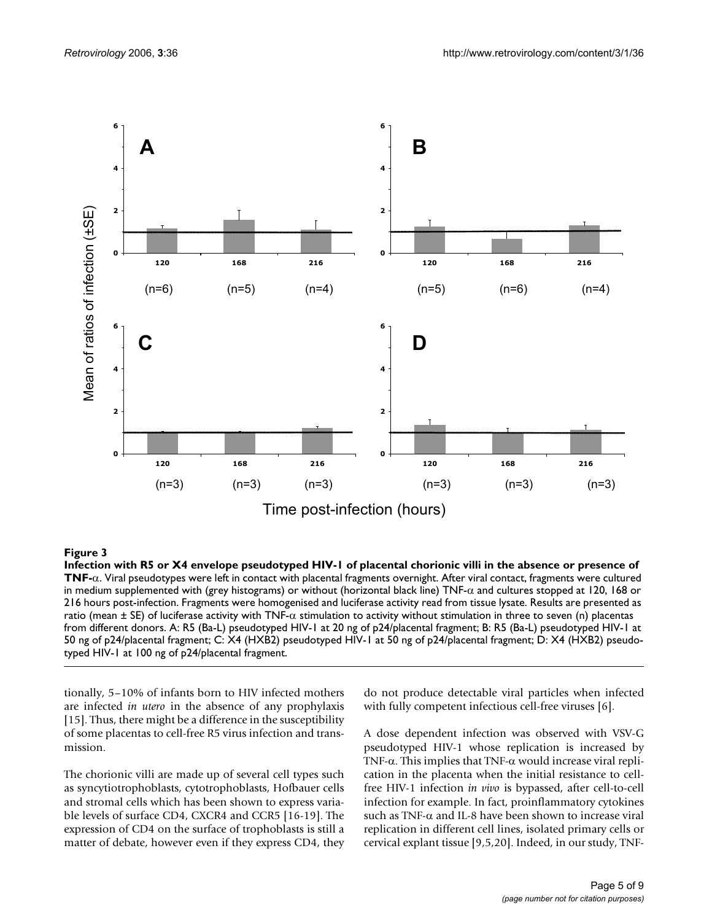**Figure 3**

**Infection with R5 or X4 envelope pseudotyped HIV-1 of placental chorionic villi in the absence or presence of TNF-α**. Viral pseudotypes were left in contact with placental fragments overnight. After viral contact, fragments were cultured in medium supplemented with (grey histograms) or without (horizontal black line) TNF-α and cultures stopped at 120, 168 or 216 hours post-infection. Fragments were homogenised and luciferase activity read from tissue lysate. Results are presented as ratio (mean ± SE) of luciferase activity with TNF-α stimulation to activity without stimulation in three to seven (n) placentas from different donors. A: R5 (Ba-L) pseudotyped HIV-1 at 20 ng of p24/placental fragment; B: R5 (Ba-L) pseudotyped HIV-1 at 50 ng of p24/placental fragment; C: X4 (HXB2) pseudotyped HIV-1 at 50 ng of p24/placental fragment; D: X4 (HXB2) pseudotyped HIV-1 at 100 ng of p24/placental fragment.

tionally, 5–10% of infants born to HIV infected mothers are infected *in utero* in the absence of any prophylaxis [15]. Thus, there might be a difference in the susceptibility of some placentas to cell-free R5 virus infection and transmission.

The chorionic villi are made up of several cell types such as syncytiotrophoblasts, cytotrophoblasts, Hofbauer cells and stromal cells which has been shown to express variable levels of surface CD4, CXCR4 and CCR5 [16-19]. The expression of CD4 on the surface of trophoblasts is still a matter of debate, however even if they express CD4, they do not produce detectable viral particles when infected with fully competent infectious cell-free viruses [6].

A dose dependent infection was observed with VSV-G pseudotyped HIV-1 whose replication is increased by TNF-α. This implies that TNF-α would increase viral replication in the placenta when the initial resistance to cell-free HIV-1 infection *in vivo* is bypassed, after cell-to-cell infection for example. In fact, proinflammatory cytokines such as TNF-α and IL-8 have been shown to increase viral replication in different cell lines, isolated primary cells or cervical explant tissue [9,5,20]. Indeed, in our study, TNF-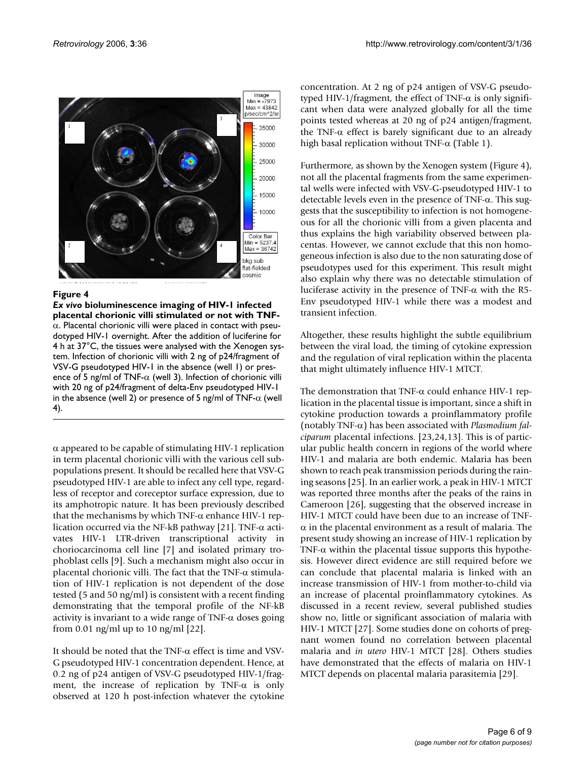**Figure 4**

***Ex vivo*** **bioluminescence imaging of HIV-1 infected placental chorionic villi stimulated or not with TNF-α.** Placental chorionic villi were placed in contact with pseudotyped HIV-1 overnight. After the addition of luciferine for 4 h at 37°C, the tissues were analysed with the Xenogen system. Infection of chorionic villi with 2 ng of p24/fragment of VSV-G pseudotyped HIV-1 in the absence (well 1) or presence of 5 ng/ml of TNF-α (well 3). Infection of chorionic villi with 20 ng of p24/fragment of delta-Env pseudotyped HIV-1 in the absence (well 2) or presence of 5 ng/ml of TNF-α (well 4).

α appeared to be capable of stimulating HIV-1 replication in term placental chorionic villi with the various cell subpopulations present. It should be recalled here that VSV-G pseudotyped HIV-1 are able to infect any cell type, regardless of receptor and coreceptor surface expression, due to its amphotropic nature. It has been previously described that the mechanisms by which TNF-α enhance HIV-1 replication occurred via the NF-kB pathway [21]. TNF-α activates HIV-1 LTR-driven transcriptional activity in choriocarcinoma cell line [7] and isolated primary trophoblast cells [9]. Such a mechanism might also occur in placental chorionic villi. The fact that the TNF-α stimulation of HIV-1 replication is not dependent of the dose tested (5 and 50 ng/ml) is consistent with a recent finding demonstrating that the temporal profile of the NF-kB activity is invariant to a wide range of TNF-α doses going from 0.01 ng/ml up to 10 ng/ml [22].

It should be noted that the TNF-α effect is time and VSV-G pseudotyped HIV-1 concentration dependent. Hence, at 0.2 ng of p24 antigen of VSV-G pseudotyped HIV-1/fragment, the increase of replication by TNF-α is only observed at 120 h post-infection whatever the cytokine concentration. At 2 ng of p24 antigen of VSV-G pseudotyped HIV-1/fragment, the effect of TNF-α is only significant when data were analyzed globally for all the time points tested whereas at 20 ng of p24 antigen/fragment, the TNF-α effect is barely significant due to an already high basal replication without TNF-α (Table 1).

Furthermore, as shown by the Xenogen system (Figure 4), not all the placental fragments from the same experimental wells were infected with VSV-G-pseudotyped HIV-1 to detectable levels even in the presence of TNF-α. This suggests that the susceptibility to infection is not homogeneous for all the chorionic villi from a given placenta and thus explains the high variability observed between placentas. However, we cannot exclude that this non homogeneous infection is also due to the non saturating dose of pseudotypes used for this experiment. This result might also explain why there was no detectable stimulation of luciferase activity in the presence of TNF-α with the R5-Env pseudotyped HIV-1 while there was a modest and transient infection.

Altogether, these results highlight the subtle equilibrium between the viral load, the timing of cytokine expression and the regulation of viral replication within the placenta that might ultimately influence HIV-1 MTCT.

The demonstration that TNF-α could enhance HIV-1 replication in the placental tissue is important, since a shift in cytokine production towards a proinflammatory profile (notably TNF-α) has been associated with *Plasmodium falciparum* placental infections. [23,24,13]. This is of particular public health concern in regions of the world where HIV-1 and malaria are both endemic. Malaria has been shown to reach peak transmission periods during the raining seasons [25]. In an earlier work, a peak in HIV-1 MTCT was reported three months after the peaks of the rains in Cameroon [26], suggesting that the observed increase in HIV-1 MTCT could have been due to an increase of TNF-α in the placental environment as a result of malaria. The present study showing an increase of HIV-1 replication by TNF-α within the placental tissue supports this hypothesis. However direct evidence are still required before we can conclude that placental malaria is linked with an increase transmission of HIV-1 from mother-to-child via an increase of placental proinflammatory cytokines. As discussed in a recent review, several published studies show no, little or significant association of malaria with HIV-1 MTCT [27]. Some studies done on cohorts of pregnant women found no correlation between placental malaria and *in utero* HIV-1 MTCT [28]. Others studies have demonstrated that the effects of malaria on HIV-1 MTCT depends on placental malaria parasitemia [29].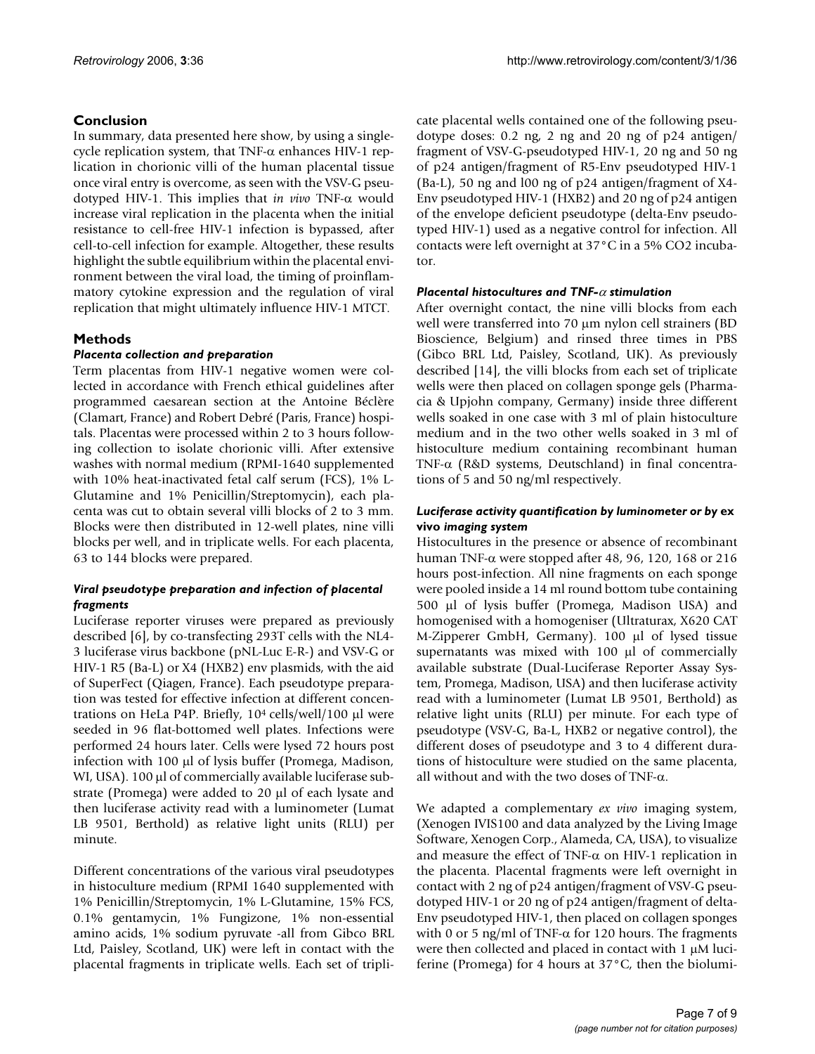## Conclusion

In summary, data presented here show, by using a single-cycle replication system, that TNF-α enhances HIV-1 replication in chorionic villi of the human placental tissue once viral entry is overcome, as seen with the VSV-G pseudotyped HIV-1. This implies that *in vivo* TNF-α would increase viral replication in the placenta when the initial resistance to cell-free HIV-1 infection is bypassed, after cell-to-cell infection for example. Altogether, these results highlight the subtle equilibrium within the placental environment between the viral load, the timing of proinflammatory cytokine expression and the regulation of viral replication that might ultimately influence HIV-1 MTCT.

## Methods

### *Placenta collection and preparation*

Term placentas from HIV-1 negative women were collected in accordance with French ethical guidelines after programmed caesarean section at the Antoine Béclère (Clamart, France) and Robert Debré (Paris, France) hospitals. Placentas were processed within 2 to 3 hours following collection to isolate chorionic villi. After extensive washes with normal medium (RPMI-1640 supplemented with 10% heat-inactivated fetal calf serum (FCS), 1% L-Glutamine and 1% Penicillin/Streptomycin), each placenta was cut to obtain several villi blocks of 2 to 3 mm. Blocks were then distributed in 12-well plates, nine villi blocks per well, and in triplicate wells. For each placenta, 63 to 144 blocks were prepared.

### *Viral pseudotype preparation and infection of placental fragments*

Luciferase reporter viruses were prepared as previously described [6], by co-transfecting 293T cells with the NL4-3 luciferase virus backbone (pNL-Luc E-R-) and VSV-G or HIV-1 R5 (Ba-L) or X4 (HXB2) env plasmids, with the aid of SuperFect (Qiagen, France). Each pseudotype preparation was tested for effective infection at different concentrations on HeLa P4P. Briefly, $10^4$ cells/well/100 μl were seeded in 96 flat-bottomed well plates. Infections were performed 24 hours later. Cells were lysed 72 hours post infection with 100 μl of lysis buffer (Promega, Madison, WI, USA). 100 μl of commercially available luciferase substrate (Promega) were added to 20 μl of each lysate and then luciferase activity read with a luminometer (Lumat LB 9501, Berthold) as relative light units (RLU) per minute.

Different concentrations of the various viral pseudotypes in histoculture medium (RPMI 1640 supplemented with 1% Penicillin/Streptomycin, 1% L-Glutamine, 15% FCS, 0.1% gentamycin, 1% Fungizone, 1% non-essential amino acids, 1% sodium pyruvate -all from Gibco BRL Ltd, Paisley, Scotland, UK) were left in contact with the placental fragments in triplicate wells. Each set of triplicate placental wells contained one of the following pseudotype doses: 0.2 ng, 2 ng and 20 ng of p24 antigen/fragment of VSV-G-pseudotyped HIV-1, 20 ng and 50 ng of p24 antigen/fragment of R5-Env pseudotyped HIV-1 (Ba-L), 50 ng and l00 ng of p24 antigen/fragment of X4-Env pseudotyped HIV-1 (HXB2) and 20 ng of p24 antigen of the envelope deficient pseudotype (delta-Env pseudotyped HIV-1) used as a negative control for infection. All contacts were left overnight at 37°C in a 5% CO2 incubator.

### *Placental histocultures and TNF-α stimulation*

After overnight contact, the nine villi blocks from each well were transferred into 70 μm nylon cell strainers (BD Bioscience, Belgium) and rinsed three times in PBS (Gibco BRL Ltd, Paisley, Scotland, UK). As previously described [14], the villi blocks from each set of triplicate wells were then placed on collagen sponge gels (Pharmacia & Upjohn company, Germany) inside three different wells soaked in one case with 3 ml of plain histoculture medium and in the two other wells soaked in 3 ml of histoculture medium containing recombinant human TNF-α (R&D systems, Deutschland) in final concentrations of 5 and 50 ng/ml respectively.

### *Luciferase activity quantification by luminometer or by* ex vivo *imaging system*

Histocultures in the presence or absence of recombinant human TNF-α were stopped after 48, 96, 120, 168 or 216 hours post-infection. All nine fragments on each sponge were pooled inside a 14 ml round bottom tube containing 500 μl of lysis buffer (Promega, Madison USA) and homogenised with a homogeniser (Ultraturax, X620 CAT M-Zipperer GmbH, Germany). 100 μl of lysed tissue supernatants was mixed with 100 μl of commercially available substrate (Dual-Luciferase Reporter Assay System, Promega, Madison, USA) and then luciferase activity read with a luminometer (Lumat LB 9501, Berthold) as relative light units (RLU) per minute. For each type of pseudotype (VSV-G, Ba-L, HXB2 or negative control), the different doses of pseudotype and 3 to 4 different durations of histoculture were studied on the same placenta, all without and with the two doses of TNF-α.

We adapted a complementary *ex vivo* imaging system, (Xenogen IVIS100 and data analyzed by the Living Image Software, Xenogen Corp., Alameda, CA, USA), to visualize and measure the effect of TNF-α on HIV-1 replication in the placenta. Placental fragments were left overnight in contact with 2 ng of p24 antigen/fragment of VSV-G pseudotyped HIV-1 or 20 ng of p24 antigen/fragment of delta-Env pseudotyped HIV-1, then placed on collagen sponges with 0 or 5 ng/ml of TNF-α for 120 hours. The fragments were then collected and placed in contact with 1 μM luciferine (Promega) for 4 hours at 37°C, then the biolumi-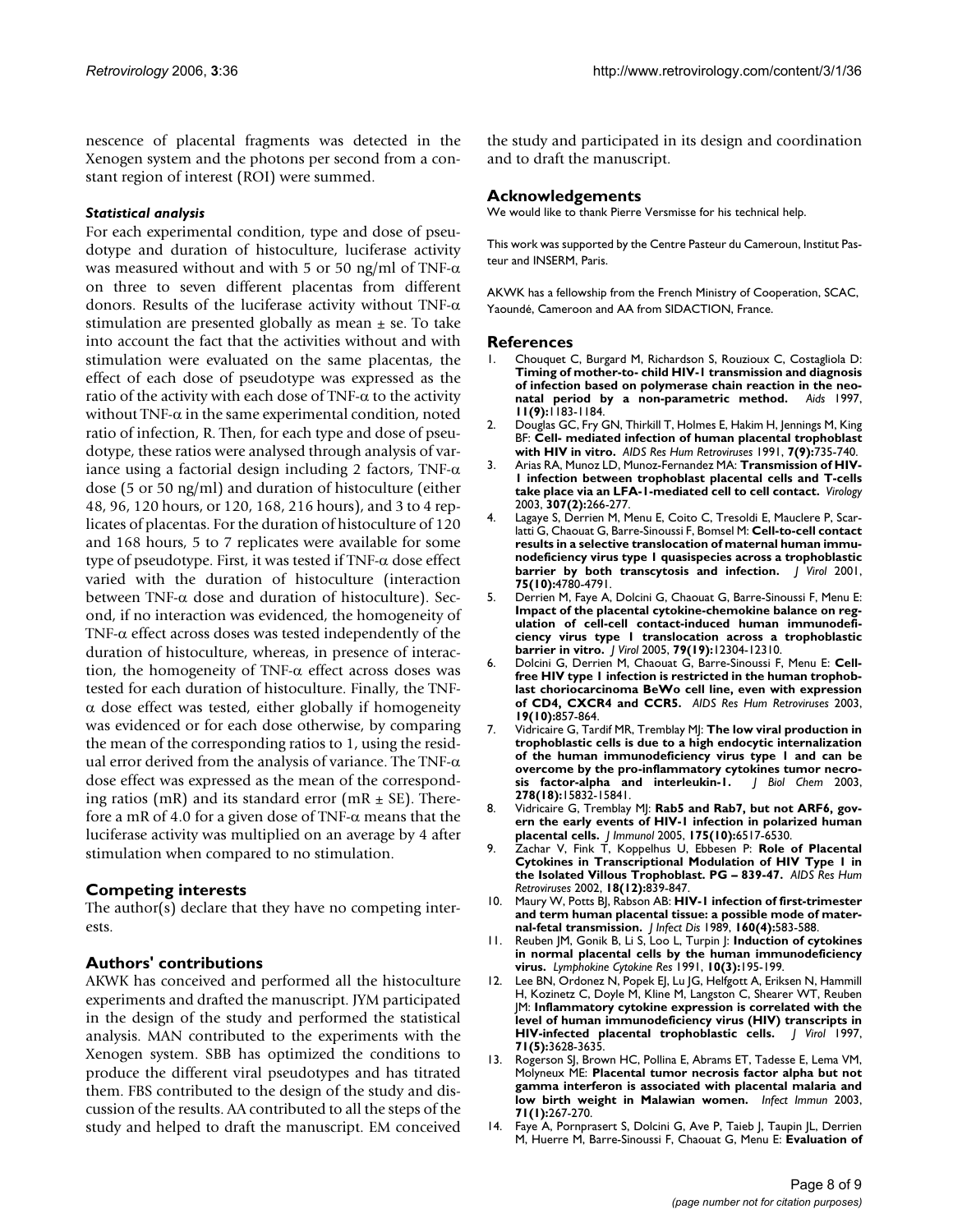nescence of placental fragments was detected in the Xenogen system and the photons per second from a constant region of interest (ROI) were summed.

### Statistical analysis

For each experimental condition, type and dose of pseudotype and duration of histoculture, luciferase activity was measured without and with 5 or 50 ng/ml of TNF-$\alpha$ on three to seven different placentas from different donors. Results of the luciferase activity without TNF-$\alpha$ stimulation are presented globally as mean ± se. To take into account the fact that the activities without and with stimulation were evaluated on the same placentas, the effect of each dose of pseudotype was expressed as the ratio of the activity with each dose of TNF-$\alpha$ to the activity without TNF-$\alpha$ in the same experimental condition, noted ratio of infection, R. Then, for each type and dose of pseudotype, these ratios were analysed through analysis of variance using a factorial design including 2 factors, TNF-$\alpha$ dose (5 or 50 ng/ml) and duration of histoculture (either 48, 96, 120 hours, or 120, 168, 216 hours), and 3 to 4 replicates of placentas. For the duration of histoculture of 120 and 168 hours, 5 to 7 replicates were available for some type of pseudotype. First, it was tested if TNF-$\alpha$ dose effect varied with the duration of histoculture (interaction between TNF-$\alpha$ dose and duration of histoculture). Second, if no interaction was evidenced, the homogeneity of TNF-$\alpha$ effect across doses was tested independently of the duration of histoculture, whereas, in presence of interaction, the homogeneity of TNF-$\alpha$ effect across doses was tested for each duration of histoculture. Finally, the TNF-$\alpha$ dose effect was tested, either globally if homogeneity was evidenced or for each dose otherwise, by comparing the mean of the corresponding ratios to 1, using the residual error derived from the analysis of variance. The TNF-$\alpha$ dose effect was expressed as the mean of the corresponding ratios (mR) and its standard error (mR ± SE). Therefore a mR of 4.0 for a given dose of TNF-$\alpha$ means that the luciferase activity was multiplied on an average by 4 after stimulation when compared to no stimulation.

## Competing interests

The author(s) declare that they have no competing interests.

## Authors' contributions

AKWK has conceived and performed all the histoculture experiments and drafted the manuscript. JYM participated in the design of the study and performed the statistical analysis. MAN contributed to the experiments with the Xenogen system. SBB has optimized the conditions to produce the different viral pseudotypes and has titrated them. FBS contributed to the design of the study and discussion of the results. AA contributed to all the steps of the study and helped to draft the manuscript. EM conceived the study and participated in its design and coordination and to draft the manuscript.

## Acknowledgements

We would like to thank Pierre Versmisse for his technical help.

This work was supported by the Centre Pasteur du Cameroun, Institut Pasteur and INSERM, Paris.

AKWK has a fellowship from the French Ministry of Cooperation, SCAC, Yaoundé, Cameroon and AA from SIDACTION, France.

## References

1. Chouquet C, Burgard M, Richardson S, Rouzioux C, Costagliola D: **Timing of mother-to- child HIV-1 transmission and diagnosis of infection based on polymerase chain reaction in the neonatal period by a non-parametric method.** *Aids* 1997, **11(9):**1183-1184.
2. Douglas GC, Fry GN, Thirkill T, Holmes E, Hakim H, Jennings M, King BF: **Cell- mediated infection of human placental trophoblast with HIV in vitro.** *AIDS Res Hum Retroviruses* 1991, **7(9):**735-740.
3. Arias RA, Munoz LD, Munoz-Fernandez MA: **Transmission of HIV-1 infection between trophoblast placental cells and T-cells take place via an LFA-1-mediated cell to cell contact.** *Virology* 2003, **307(2):**266-277.
4. Lagaye S, Derrien M, Menu E, Coito C, Tresoldi E, Mauclere P, Scarlatti G, Chaouat G, Barre-Sinoussi F, Bomsel M: **Cell-to-cell contact results in a selective translocation of maternal human immunodeficiency virus type 1 quasispecies across a trophoblastic barrier by both transcytosis and infection.** *J Virol* 2001, **75(10):**4780-4791.
5. Derrien M, Faye A, Dolcini G, Chaouat G, Barre-Sinoussi F, Menu E: **Impact of the placental cytokine-chemokine balance on regulation of cell-cell contact-induced human immunodeficiency virus type 1 translocation across a trophoblastic barrier in vitro.** *J Virol* 2005, **79(19):**12304-12310.
6. Dolcini G, Derrien M, Chaouat G, Barre-Sinoussi F, Menu E: **Cell-free HIV type 1 infection is restricted in the human trophoblast choriocarcinoma BeWo cell line, even with expression of CD4, CXCR4 and CCR5.** *AIDS Res Hum Retroviruses* 2003, **19(10):**857-864.
7. Vidricaire G, Tardif MR, Tremblay MJ: **The low viral production in trophoblastic cells is due to a high endocytic internalization of the human immunodeficiency virus type 1 and can be overcome by the pro-inflammatory cytokines tumor necrosis factor-alpha and interleukin-1.** *J Biol Chem* 2003, **278(18):**15832-15841.
8. Vidricaire G, Tremblay MJ: **Rab5 and Rab7, but not ARF6, govern the early events of HIV-1 infection in polarized human placental cells.** *J Immunol* 2005, **175(10):**6517-6530.
9. Zachar V, Fink T, Koppelhus U, Ebbesen P: **Role of Placental Cytokines in Transcriptional Modulation of HIV Type 1 in the Isolated Villous Trophoblast. PG – 839-47.** *AIDS Res Hum Retroviruses* 2002, **18(12):**839-847.
10. Maury W, Potts BJ, Rabson AB: **HIV-1 infection of first-trimester and term human placental tissue: a possible mode of maternal-fetal transmission.** *J Infect Dis* 1989, **160(4):**583-588.
11. Reuben JM, Gonik B, Li S, Loo L, Turpin J: **Induction of cytokines in normal placental cells by the human immunodeficiency virus.** *Lymphokine Cytokine Res* 1991, **10(3):**195-199.
12. Lee BN, Ordonez N, Popek EJ, Lu JG, Helfgott A, Eriksen N, Hammill H, Kozinetz C, Doyle M, Kline M, Langston C, Shearer WT, Reuben JM: **Inflammatory cytokine expression is correlated with the level of human immunodeficiency virus (HIV) transcripts in HIV-infected placental trophoblastic cells.** *J Virol* 1997, **71(5):**3628-3635.
13. Rogerson SJ, Brown HC, Pollina E, Abrams ET, Tadesse E, Lema VM, Molyneux ME: **Placental tumor necrosis factor alpha but not gamma interferon is associated with placental malaria and low birth weight in Malawian women.** *Infect Immun* 2003, **71(1):**267-270.
14. Faye A, Pornprasert S, Dolcini G, Ave P, Taieb J, Taupin JL, Derrien M, Huerre M, Barre-Sinoussi F, Chaouat G, Menu E: **Evaluation of**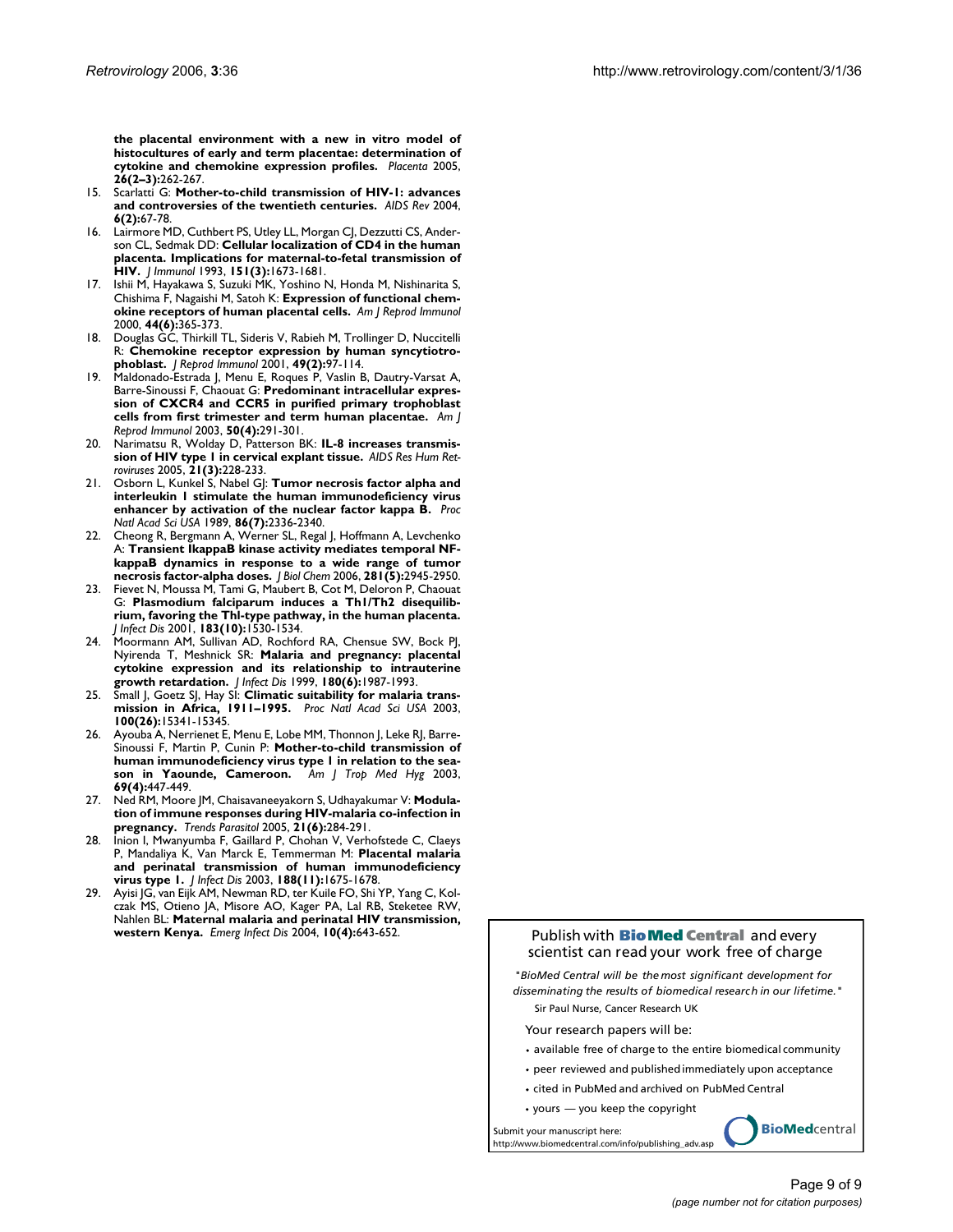the placental environment with a new in vitro model of histocultures of early and term placentae: determination of cytokine and chemokine expression profiles. *Placenta* 2005, **26(2–3):**262-267.

15. Scarlatti G: **Mother-to-child transmission of HIV-1: advances and controversies of the twentieth centuries.** *AIDS Rev* 2004, **6(2):**67-78.
16. Lairmore MD, Cuthbert PS, Utley LL, Morgan CJ, Dezzutti CS, Anderson CL, Sedmak DD: **Cellular localization of CD4 in the human placenta. Implications for maternal-to-fetal transmission of HIV.** *J Immunol* 1993, **151(3):**1673-1681.
17. Ishii M, Hayakawa S, Suzuki MK, Yoshino N, Honda M, Nishinarita S, Chishima F, Nagaishi M, Satoh K: **Expression of functional chemokine receptors of human placental cells.** *Am J Reprod Immunol* 2000, **44(6):**365-373.
18. Douglas GC, Thirkill TL, Sideris V, Rabieh M, Trollinger D, Nuccitelli R: **Chemokine receptor expression by human syncytiotrophoblast.** *J Reprod Immunol* 2001, **49(2):**97-114.
19. Maldonado-Estrada J, Menu E, Roques P, Vaslin B, Dautry-Varsat A, Barre-Sinoussi F, Chaouat G: **Predominant intracellular expression of CXCR4 and CCR5 in purified primary trophoblast cells from first trimester and term human placentae.** *Am J Reprod Immunol* 2003, **50(4):**291-301.
20. Narimatsu R, Wolday D, Patterson BK: **IL-8 increases transmission of HIV type 1 in cervical explant tissue.** *AIDS Res Hum Retroviruses* 2005, **21(3):**228-233.
21. Osborn L, Kunkel S, Nabel GJ: **Tumor necrosis factor alpha and interleukin 1 stimulate the human immunodeficiency virus enhancer by activation of the nuclear factor kappa B.** *Proc Natl Acad Sci USA* 1989, **86(7):**2336-2340.
22. Cheong R, Bergmann A, Werner SL, Regal J, Hoffmann A, Levchenko A: **Transient IkappaB kinase activity mediates temporal NF-kappaB dynamics in response to a wide range of tumor necrosis factor-alpha doses.** *J Biol Chem* 2006, **281(5):**2945-2950.
23. Fievet N, Moussa M, Tami G, Maubert B, Cot M, Deloron P, Chaouat G: **Plasmodium falciparum induces a Th1/Th2 disequilibrium, favoring the Thl-type pathway, in the human placenta.** *J Infect Dis* 2001, **183(10):**1530-1534.
24. Moormann AM, Sullivan AD, Rochford RA, Chensue SW, Bock PJ, Nyirenda T, Meshnick SR: **Malaria and pregnancy: placental cytokine expression and its relationship to intrauterine growth retardation.** *J Infect Dis* 1999, **180(6):**1987-1993.
25. Small J, Goetz SJ, Hay SI: **Climatic suitability for malaria transmission in Africa, 1911–1995.** *Proc Natl Acad Sci USA* 2003, **100(26):**15341-15345.
26. Ayouba A, Nerrienet E, Menu E, Lobe MM, Thonnon J, Leke RJ, Barre-Sinoussi F, Martin P, Cunin P: **Mother-to-child transmission of human immunodeficiency virus type 1 in relation to the season in Yaounde, Cameroon.** *Am J Trop Med Hyg* 2003, **69(4):**447-449.
27. Ned RM, Moore JM, Chaisavaneeyakorn S, Udhayakumar V: **Modulation of immune responses during HIV-malaria co-infection in pregnancy.** *Trends Parasitol* 2005, **21(6):**284-291.
28. Inion I, Mwanyumba F, Gaillard P, Chohan V, Verhofstede C, Claeys P, Mandaliya K, Van Marck E, Temmerman M: **Placental malaria and perinatal transmission of human immunodeficiency virus type 1.** *J Infect Dis* 2003, **188(11):**1675-1678.
29. Ayisi JG, van Eijk AM, Newman RD, ter Kuile FO, Shi YP, Yang C, Kolczak MS, Otieno JA, Misore AO, Kager PA, Lal RB, Steketee RW, Nahlen BL: **Maternal malaria and perinatal HIV transmission, western Kenya.** *Emerg Infect Dis* 2004, **10(4):**643-652.

Publish with **BioMed Central** and every scientist can read your work free of charge

*"BioMed Central will be the most significant development for disseminating the results of biomedical research in our lifetime."*
Sir Paul Nurse, Cancer Research UK

Your research papers will be:

- available free of charge to the entire biomedical community
- peer reviewed and published immediately upon acceptance
- cited in PubMed and archived on PubMed Central
- yours — you keep the copyright

Submit your manuscript here:
http://www.biomedcentral.com/info/publishing_adv.asp

**BioMed**central